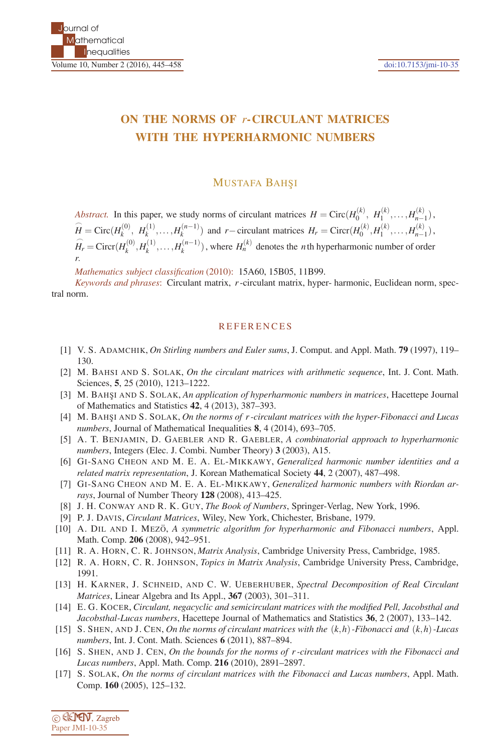# ON THE NORMS OF $r$-CIRCULANT MATRICES WITH THE HYPERHARMONIC NUMBERS

MUSTAFA BAHŞI

*Abstract.* In this paper, we study norms of circulant matrices $H = \text{Circ}(H_0^{(k)},\ H_1^{(k)}, \ldots, H_{n-1}^{(k)})$, $\widehat{H} = \text{Circ}(H_k^{(0)},\ H_k^{(1)}, \ldots, H_k^{(n-1)})$ and $r-$circulant matrices $H_r = \text{Circr}(H_0^{(k)}, H_1^{(k)}, \ldots, H_{n-1}^{(k)})$, $\widehat{H}_r = \text{Circr}(H_k^{(0)}, H_k^{(1)}, \ldots, H_k^{(n-1)})$, where $H_n^{(k)}$ denotes the $n$th hyperharmonic number of order $r$.

*Mathematics subject classification* (2010): 15A60, 15B05, 11B99.

*Keywords and phrases*: Circulant matrix, $r$-circulant matrix, hyper- harmonic, Euclidean norm, spectral norm.

## REFERENCES

[1] V. S. Adamchik, *On Stirling numbers and Euler sums*, J. Comput. and Appl. Math. **79** (1997), 119–130.

[2] M. Bahsi and S. Solak, *On the circulant matrices with arithmetic sequence*, Int. J. Cont. Math. Sciences, **5**, 25 (2010), 1213–1222.

[3] M. Bahşi and S. Solak, *An application of hyperharmonic numbers in matrices*, Hacettepe Journal of Mathematics and Statistics **42**, 4 (2013), 387–393.

[4] M. Bahşi and S. Solak, *On the norms of $r$-circulant matrices with the hyper-Fibonacci and Lucas numbers*, Journal of Mathematical Inequalities **8**, 4 (2014), 693–705.

[5] A. T. Benjamin, D. Gaebler and R. Gaebler, *A combinatorial approach to hyperharmonic numbers*, Integers (Elec. J. Combi. Number Theory) **3** (2003), A15.

[6] Gi-Sang Cheon and M. E. A. El-Mikkawy, *Generalized harmonic number identities and a related matrix representation*, J. Korean Mathematical Society **44**, 2 (2007), 487–498.

[7] Gi-Sang Cheon and M. E. A. El-Mikkawy, *Generalized harmonic numbers with Riordan arrays*, Journal of Number Theory **128** (2008), 413–425.

[8] J. H. Conway and R. K. Guy, *The Book of Numbers*, Springer-Verlag, New York, 1996.

[9] P. J. Davis, *Circulant Matrices*, Wiley, New York, Chichester, Brisbane, 1979.

[10] A. Dil and I. Mező, *A symmetric algorithm for hyperharmonic and Fibonacci numbers*, Appl. Math. Comp. **206** (2008), 942–951.

[11] R. A. Horn, C. R. Johnson, *Matrix Analysis*, Cambridge University Press, Cambridge, 1985.

[12] R. A. Horn, C. R. Johnson, *Topics in Matrix Analysis*, Cambridge University Press, Cambridge, 1991.

[13] H. Karner, J. Schneid, and C. W. Ueberhuber, *Spectral Decomposition of Real Circulant Matrices*, Linear Algebra and Its Appl., **367** (2003), 301–311.

[14] E. G. Kocer, *Circulant, negacyclic and semicirculant matrices with the modified Pell, Jacobsthal and Jacobsthal-Lucas numbers*, Hacettepe Journal of Mathematics and Statistics **36**, 2 (2007), 133–142.

[15] S. Shen, and J. Cen, *On the norms of circulant matrices with the $(k,h)$-Fibonacci and $(k,h)$-Lucas numbers*, Int. J. Cont. Math. Sciences **6** (2011), 887–894.

[16] S. Shen, and J. Cen, *On the bounds for the norms of $r$-circulant matrices with the Fibonacci and Lucas numbers*, Appl. Math. Comp. **216** (2010), 2891–2897.

[17] S. Solak, *On the norms of circulant matrices with the Fibonacci and Lucas numbers*, Appl. Math. Comp. **160** (2005), 125–132.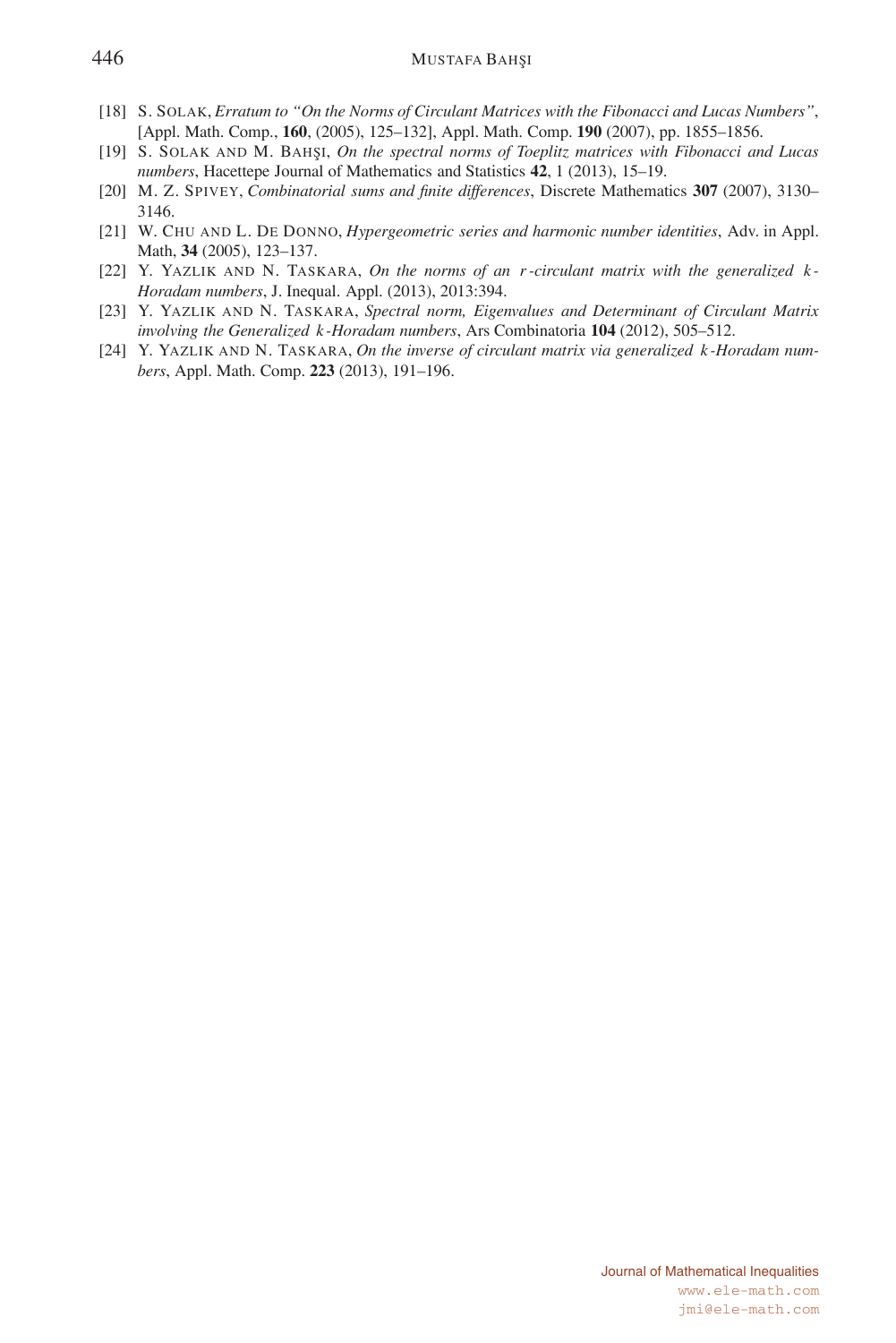[18] S. Solak, *Erratum to "On the Norms of Circulant Matrices with the Fibonacci and Lucas Numbers"*, [Appl. Math. Comp., **160**, (2005), 125–132], Appl. Math. Comp. **190** (2007), pp. 1855–1856.

[19] S. Solak and M. Bahşi, *On the spectral norms of Toeplitz matrices with Fibonacci and Lucas numbers*, Hacettepe Journal of Mathematics and Statistics **42**, 1 (2013), 15–19.

[20] M. Z. Spivey, *Combinatorial sums and finite differences*, Discrete Mathematics **307** (2007), 3130–3146.

[21] W. Chu and L. De Donno, *Hypergeometric series and harmonic number identities*, Adv. in Appl. Math, **34** (2005), 123–137.

[22] Y. Yazlik and N. Taskara, *On the norms of an $r$-circulant matrix with the generalized $k$-Horadam numbers*, J. Inequal. Appl. (2013), 2013:394.

[23] Y. Yazlik and N. Taskara, *Spectral norm, Eigenvalues and Determinant of Circulant Matrix involving the Generalized $k$-Horadam numbers*, Ars Combinatoria **104** (2012), 505–512.

[24] Y. Yazlik and N. Taskara, *On the inverse of circulant matrix via generalized $k$-Horadam numbers*, Appl. Math. Comp. **223** (2013), 191–196.